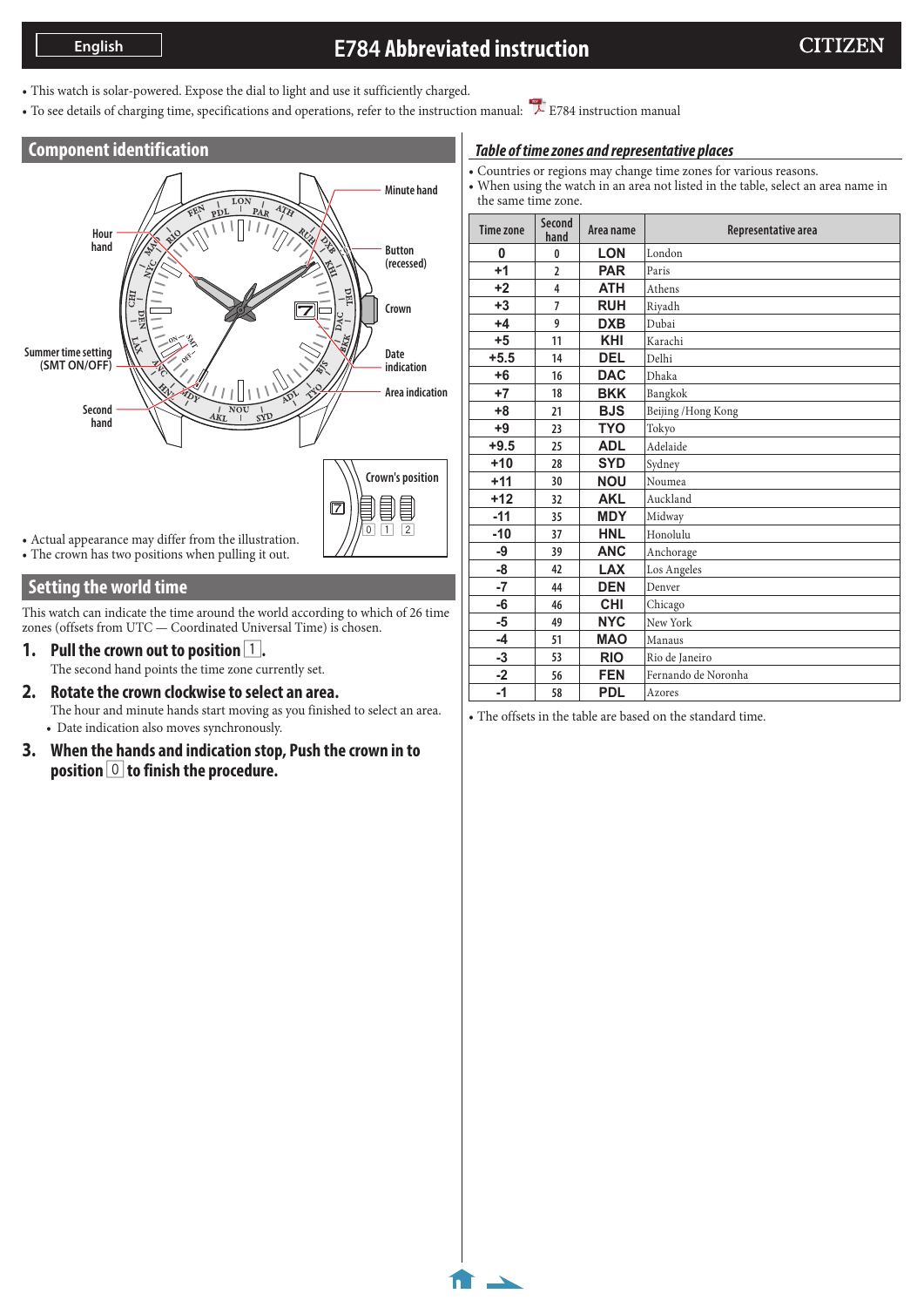# E784 Abbreviated instruction

English — CITIZEN

- This watch is solar-powered. Expose the dial to light and use it sufficiently charged.
- To see details of charging time, specifications and operations, refer to the instruction manual: E784 instruction manual

## Component identification

Minute hand

Hour hand

Button (recessed)

Crown

Summer time setting (SMT ON/OFF)

Date indication

Area indication

Second hand

Crown's position

0 1 2

- Actual appearance may differ from the illustration.
- The crown has two positions when pulling it out.

## Setting the world time

This watch can indicate the time around the world according to which of 26 time zones (offsets from UTC — Coordinated Universal Time) is chosen.

**1. Pull the crown out to position 1.**

The second hand points the time zone currently set.

**2. Rotate the crown clockwise to select an area.**

The hour and minute hands start moving as you finished to select an area.

- Date indication also moves synchronously.

**3. When the hands and indication stop, Push the crown in to position 0 to finish the procedure.**

### *Table of time zones and representative places*

- Countries or regions may change time zones for various reasons.
- When using the watch in an area not listed in the table, select an area name in the same time zone.

| Time zone | Second hand | Area name | Representative area |
|---|---|---|---|
| 0 | 0 | LON | London |
| +1 | 2 | PAR | Paris |
| +2 | 4 | ATH | Athens |
| +3 | 7 | RUH | Riyadh |
| +4 | 9 | DXB | Dubai |
| +5 | 11 | KHI | Karachi |
| +5.5 | 14 | DEL | Delhi |
| +6 | 16 | DAC | Dhaka |
| +7 | 18 | BKK | Bangkok |
| +8 | 21 | BJS | Beijing /Hong Kong |
| +9 | 23 | TYO | Tokyo |
| +9.5 | 25 | ADL | Adelaide |
| +10 | 28 | SYD | Sydney |
| +11 | 30 | NOU | Noumea |
| +12 | 32 | AKL | Auckland |
| -11 | 35 | MDY | Midway |
| -10 | 37 | HNL | Honolulu |
| -9 | 39 | ANC | Anchorage |
| -8 | 42 | LAX | Los Angeles |
| -7 | 44 | DEN | Denver |
| -6 | 46 | CHI | Chicago |
| -5 | 49 | NYC | New York |
| -4 | 51 | MAO | Manaus |
| -3 | 53 | RIO | Rio de Janeiro |
| -2 | 56 | FEN | Fernando de Noronha |
| -1 | 58 | PDL | Azores |

- The offsets in the table are based on the standard time.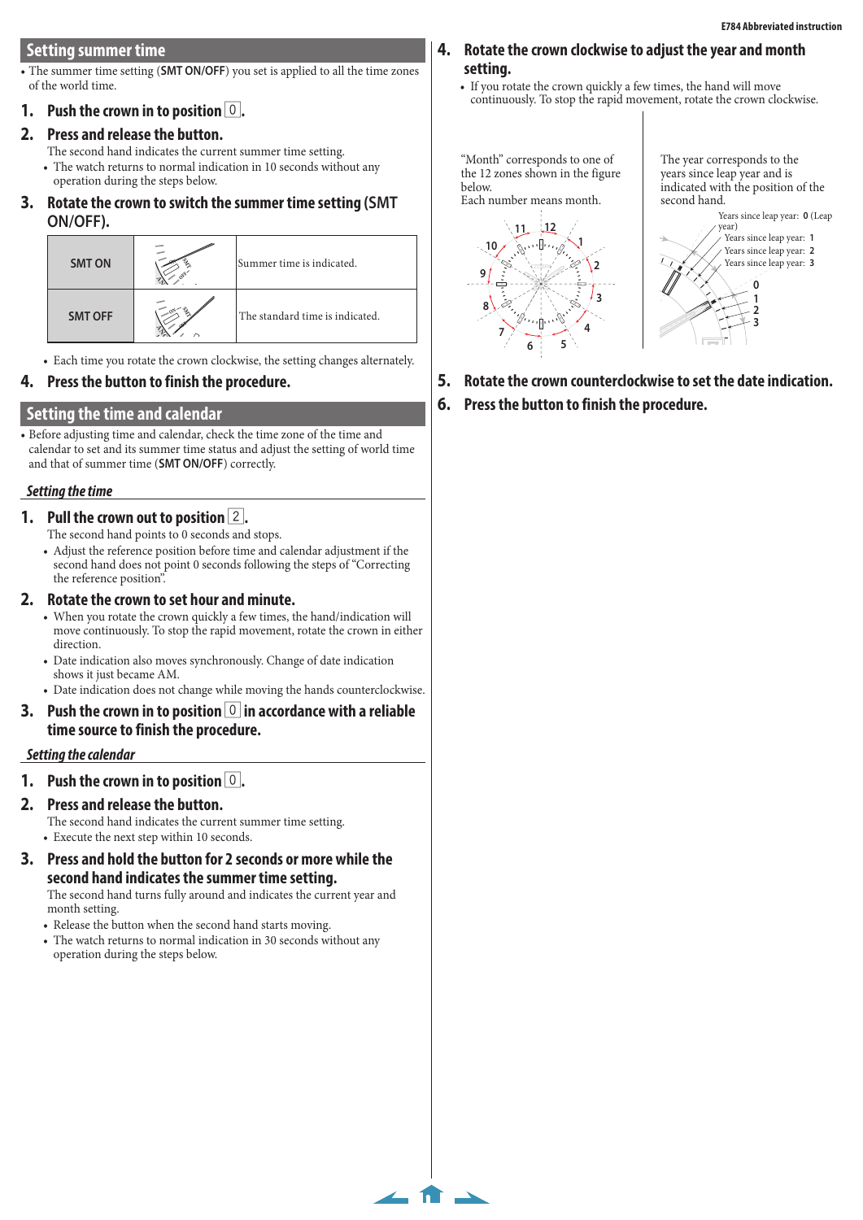## Setting summer time

- The summer time setting (**SMT ON/OFF**) you set is applied to all the time zones of the world time.

### 1. Push the crown in to position 0.

### 2. Press and release the button.

The second hand indicates the current summer time setting.

- The watch returns to normal indication in 10 seconds without any operation during the steps below.

### 3. Rotate the crown to switch the summer time setting (SMT ON/OFF).

| SMT ON | | Summer time is indicated. |
|---|---|---|
| SMT OFF | | The standard time is indicated. |

- Each time you rotate the crown clockwise, the setting changes alternately.

### 4. Press the button to finish the procedure.

## Setting the time and calendar

- Before adjusting time and calendar, check the time zone of the time and calendar to set and its summer time status and adjust the setting of world time and that of summer time (**SMT ON/OFF**) correctly.

### *Setting the time*

### 1. Pull the crown out to position 2.

The second hand points to 0 seconds and stops.

- Adjust the reference position before time and calendar adjustment if the second hand does not point 0 seconds following the steps of "Correcting the reference position".

### 2. Rotate the crown to set hour and minute.

- When you rotate the crown quickly a few times, the hand/indication will move continuously. To stop the rapid movement, rotate the crown in either direction.
- Date indication also moves synchronously. Change of date indication shows it just became AM.
- Date indication does not change while moving the hands counterclockwise.

### 3. Push the crown in to position 0 in accordance with a reliable time source to finish the procedure.

### *Setting the calendar*

### 1. Push the crown in to position 0.

### 2. Press and release the button.

The second hand indicates the current summer time setting.

- Execute the next step within 10 seconds.

### 3. Press and hold the button for 2 seconds or more while the second hand indicates the summer time setting.

The second hand turns fully around and indicates the current year and month setting.

- Release the button when the second hand starts moving.
- The watch returns to normal indication in 30 seconds without any operation during the steps below.

### 4. Rotate the crown clockwise to adjust the year and month setting.

- If you rotate the crown quickly a few times, the hand will move continuously. To stop the rapid movement, rotate the crown clockwise.

"Month" corresponds to one of the 12 zones shown in the figure below.
Each number means month.

The year corresponds to the years since leap year and is indicated with the position of the second hand.

Years since leap year: 0 (Leap year)
Years since leap year: 1
Years since leap year: 2
Years since leap year: 3

### 5. Rotate the crown counterclockwise to set the date indication.

### 6. Press the button to finish the procedure.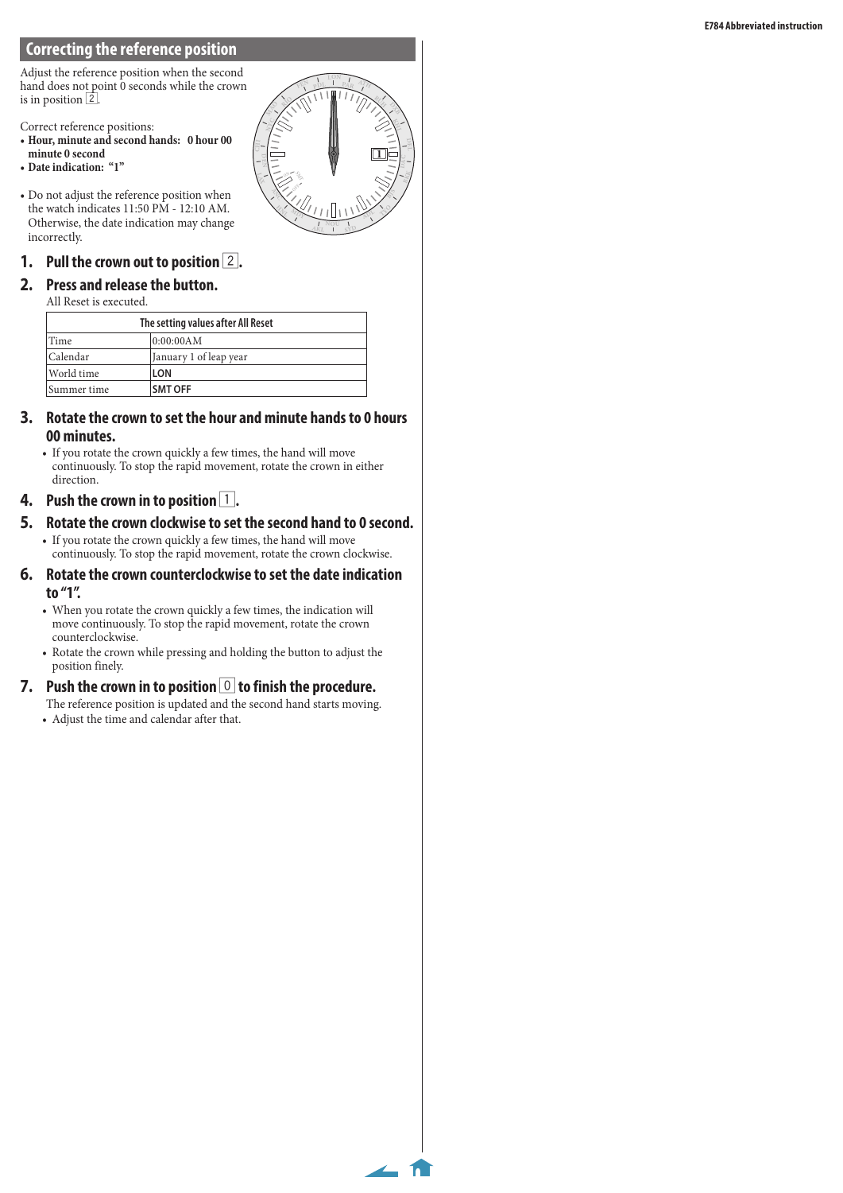## Correcting the reference position

Adjust the reference position when the second hand does not point 0 seconds while the crown is in position 2.

Correct reference positions:
- **Hour, minute and second hands: 0 hour 00 minute 0 second**
- **Date indication: "1"**

- Do not adjust the reference position when the watch indicates 11:50 PM - 12:10 AM. Otherwise, the date indication may change incorrectly.

### 1. Pull the crown out to position 2.

### 2. Press and release the button.

All Reset is executed.

| The setting values after All Reset | |
|---|---|
| Time | 0:00:00AM |
| Calendar | January 1 of leap year |
| World time | LON |
| Summer time | SMT OFF |

### 3. Rotate the crown to set the hour and minute hands to 0 hours 00 minutes.

- If you rotate the crown quickly a few times, the hand will move continuously. To stop the rapid movement, rotate the crown in either direction.

### 4. Push the crown in to position 1.

### 5. Rotate the crown clockwise to set the second hand to 0 second.

- If you rotate the crown quickly a few times, the hand will move continuously. To stop the rapid movement, rotate the crown clockwise.

### 6. Rotate the crown counterclockwise to set the date indication to "1".

- When you rotate the crown quickly a few times, the indication will move continuously. To stop the rapid movement, rotate the crown counterclockwise.
- Rotate the crown while pressing and holding the button to adjust the position finely.

### 7. Push the crown in to position 0 to finish the procedure.

The reference position is updated and the second hand starts moving.

- Adjust the time and calendar after that.